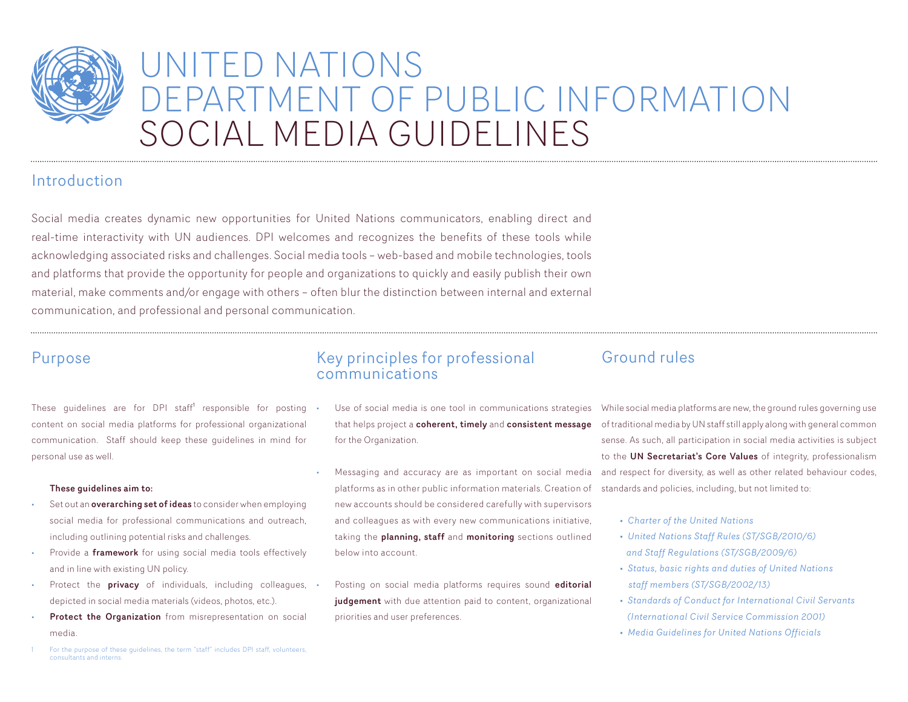# UNITED NATIONS DEPARTMENT OF PUBLIC INFORMATION SOCIAL MEDIA GUIDELINES

## Introduction

Social media creates dynamic new opportunities for United Nations communicators, enabling direct and real-time interactivity with UN audiences. DPI welcomes and recognizes the benefits of these tools while acknowledging associated risks and challenges. Social media tools – web-based and mobile technologies, tools and platforms that provide the opportunity for people and organizations to quickly and easily publish their own material, make comments and/or engage with others – often blur the distinction between internal and external communication, and professional and personal communication.

## Purpose

These guidelines are for DPI staff[1] responsible for posting content on social media platforms for professional organizational communication. Staff should keep these guidelines in mind for personal use as well.

**These guidelines aim to:**

- Set out an **overarching set of ideas** to consider when employing social media for professional communications and outreach, including outlining potential risks and challenges.
- Provide a **framework** for using social media tools effectively and in line with existing UN policy.
- Protect the **privacy** of individuals, including colleagues, depicted in social media materials (videos, photos, etc.).
- **Protect the Organization** from misrepresentation on social media.

[1] For the purpose of these guidelines, the term "staff" includes DPI staff, volunteers, consultants and interns.

## Key principles for professional communications

- Use of social media is one tool in communications strategies that helps project a **coherent, timely** and **consistent message** for the Organization.
- Messaging and accuracy are as important on social media platforms as in other public information materials. Creation of new accounts should be considered carefully with supervisors and colleagues as with every new communications initiative, taking the **planning, staff** and **monitoring** sections outlined below into account.
- Posting on social media platforms requires sound **editorial judgement** with due attention paid to content, organizational priorities and user preferences.

## Ground rules

While social media platforms are new, the ground rules governing use of traditional media by UN staff still apply along with general common sense. As such, all participation in social media activities is subject to the **UN Secretariat's Core Values** of integrity, professionalism and respect for diversity, as well as other related behaviour codes, standards and policies, including, but not limited to:

- *Charter of the United Nations*
- *United Nations Staff Rules (ST/SGB/2010/6) and Staff Regulations (ST/SGB/2009/6)*
- *Status, basic rights and duties of United Nations staff members (ST/SGB/2002/13)*
- *Standards of Conduct for International Civil Servants (International Civil Service Commission 2001)*
- *Media Guidelines for United Nations Officials*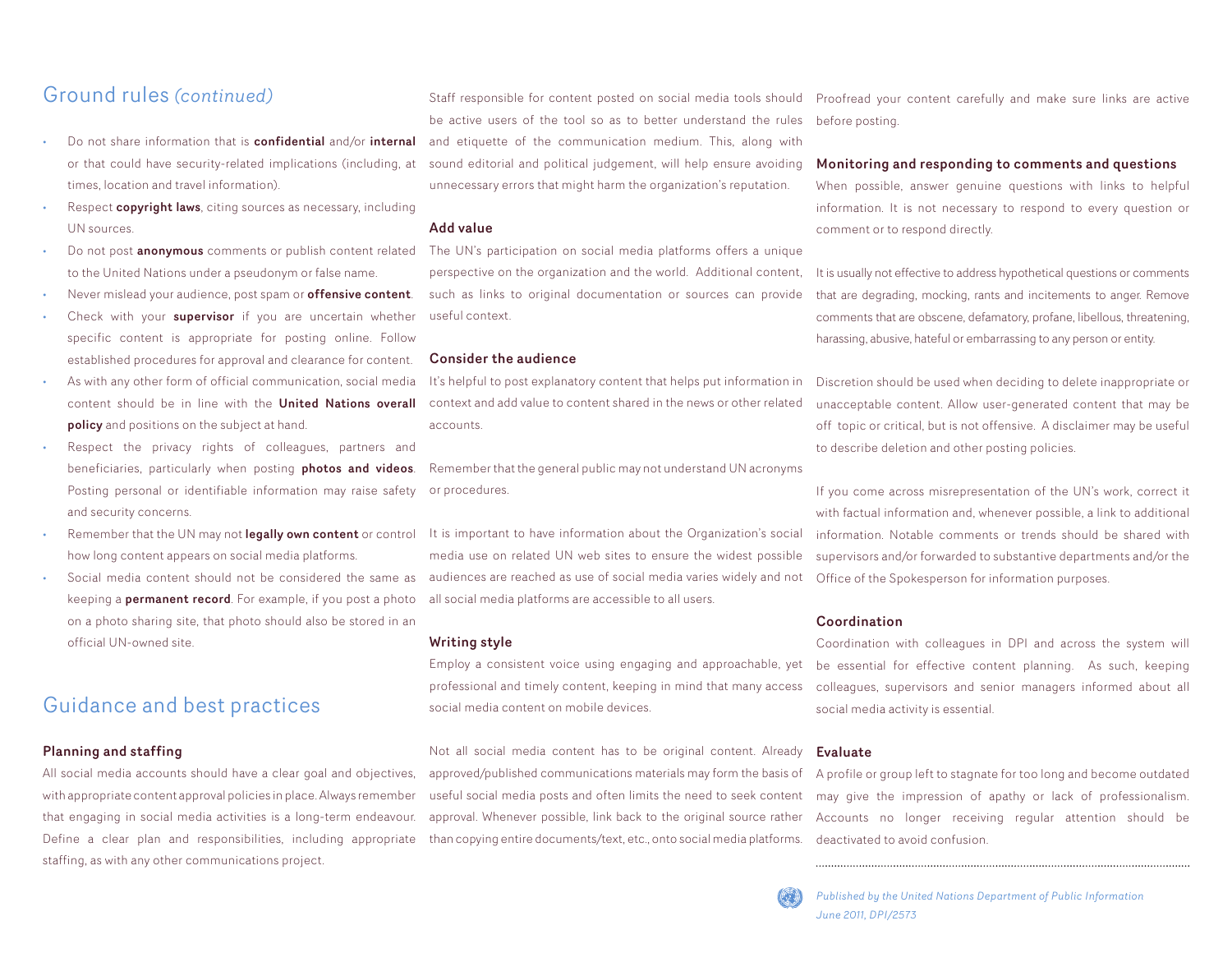## Ground rules *(continued)*

- Do not share information that is **confidential** and/or **internal** or that could have security-related implications (including, at times, location and travel information).
- Respect **copyright laws**, citing sources as necessary, including UN sources.
- Do not post **anonymous** comments or publish content related to the United Nations under a pseudonym or false name.
- Never mislead your audience, post spam or **offensive content**.
- Check with your **supervisor** if you are uncertain whether specific content is appropriate for posting online. Follow established procedures for approval and clearance for content.
- As with any other form of official communication, social media content should be in line with the **United Nations overall policy** and positions on the subject at hand.
- Respect the privacy rights of colleagues, partners and beneficiaries, particularly when posting **photos and videos**. Posting personal or identifiable information may raise safety and security concerns.
- Remember that the UN may not **legally own content** or control how long content appears on social media platforms.
- Social media content should not be considered the same as keeping a **permanent record**. For example, if you post a photo on a photo sharing site, that photo should also be stored in an official UN-owned site.

## Guidance and best practices

### Planning and staffing

All social media accounts should have a clear goal and objectives, with appropriate content approval policies in place. Always remember that engaging in social media activities is a long-term endeavour. Define a clear plan and responsibilities, including appropriate staffing, as with any other communications project.

Staff responsible for content posted on social media tools should be active users of the tool so as to better understand the rules and etiquette of the communication medium. This, along with sound editorial and political judgement, will help ensure avoiding unnecessary errors that might harm the organization's reputation.

### Add value

The UN's participation on social media platforms offers a unique perspective on the organization and the world. Additional content, such as links to original documentation or sources can provide useful context.

### Consider the audience

It's helpful to post explanatory content that helps put information in context and add value to content shared in the news or other related accounts.

Remember that the general public may not understand UN acronyms or procedures.

It is important to have information about the Organization's social media use on related UN web sites to ensure the widest possible audiences are reached as use of social media varies widely and not all social media platforms are accessible to all users.

### Writing style

Employ a consistent voice using engaging and approachable, yet professional and timely content, keeping in mind that many access social media content on mobile devices.

Not all social media content has to be original content. Already approved/published communications materials may form the basis of useful social media posts and often limits the need to seek content approval. Whenever possible, link back to the original source rather than copying entire documents/text, etc., onto social media platforms.

Proofread your content carefully and make sure links are active before posting.

### Monitoring and responding to comments and questions

When possible, answer genuine questions with links to helpful information. It is not necessary to respond to every question or comment or to respond directly.

It is usually not effective to address hypothetical questions or comments that are degrading, mocking, rants and incitements to anger. Remove comments that are obscene, defamatory, profane, libellous, threatening, harassing, abusive, hateful or embarrassing to any person or entity.

Discretion should be used when deciding to delete inappropriate or unacceptable content. Allow user-generated content that may be off topic or critical, but is not offensive. A disclaimer may be useful to describe deletion and other posting policies.

If you come across misrepresentation of the UN's work, correct it with factual information and, whenever possible, a link to additional information. Notable comments or trends should be shared with supervisors and/or forwarded to substantive departments and/or the Office of the Spokesperson for information purposes.

### Coordination

Coordination with colleagues in DPI and across the system will be essential for effective content planning. As such, keeping colleagues, supervisors and senior managers informed about all social media activity is essential.

### Evaluate

A profile or group left to stagnate for too long and become outdated may give the impression of apathy or lack of professionalism. Accounts no longer receiving regular attention should be deactivated to avoid confusion.

*Published by the United Nations Department of Public Information*
*June 2011, DPI/2573*